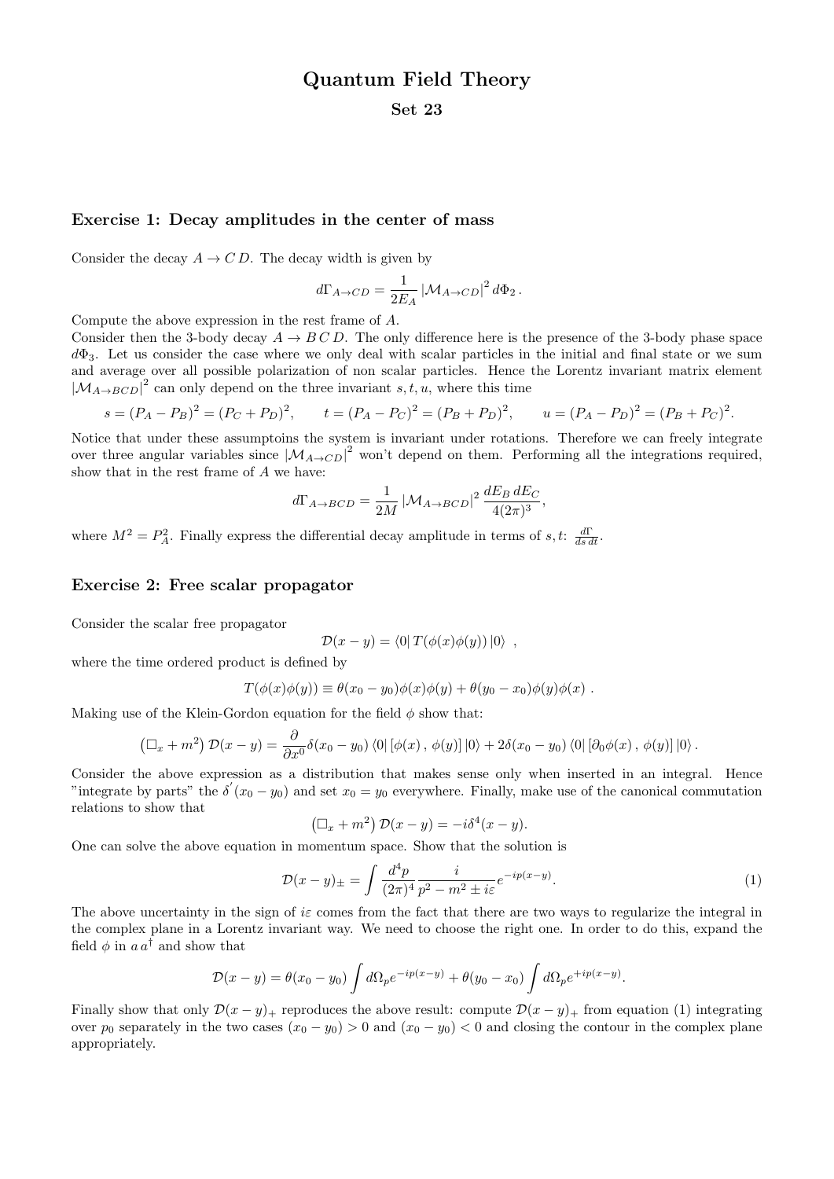# Quantum Field Theory

## Set 23

### Exercise 1: Decay amplitudes in the center of mass

Consider the decay $A \to C\,D$. The decay width is given by

$$d\Gamma_{A\to CD} = \frac{1}{2E_A} \left|\mathcal{M}_{A\to CD}\right|^2 d\Phi_2 \,.$$

Compute the above expression in the rest frame of $A$.

Consider then the 3-body decay $A \to B\,C\,D$. The only difference here is the presence of the 3-body phase space $d\Phi_3$. Let us consider the case where we only deal with scalar particles in the initial and final state or we sum and average over all possible polarization of non scalar particles. Hence the Lorentz invariant matrix element $\left|\mathcal{M}_{A\to BCD}\right|^2$ can only depend on the three invariant $s, t, u$, where this time

$$s = (P_A - P_B)^2 = (P_C + P_D)^2, \qquad t = (P_A - P_C)^2 = (P_B + P_D)^2, \qquad u = (P_A - P_D)^2 = (P_B + P_C)^2.$$

Notice that under these assumptoins the system is invariant under rotations. Therefore we can freely integrate over three angular variables since $\left|\mathcal{M}_{A\to CD}\right|^2$ won't depend on them. Performing all the integrations required, show that in the rest frame of $A$ we have:

$$d\Gamma_{A\to BCD} = \frac{1}{2M} \left|\mathcal{M}_{A\to BCD}\right|^2 \frac{dE_B\, dE_C}{4(2\pi)^3},$$

where $M^2 = P_A^2$. Finally express the differential decay amplitude in terms of $s, t$: $\frac{d\Gamma}{ds\,dt}$.

### Exercise 2: Free scalar propagator

Consider the scalar free propagator

$$\mathcal{D}(x-y) = \langle 0|\, T(\phi(x)\phi(y))\, |0\rangle \ ,$$

where the time ordered product is defined by

$$T(\phi(x)\phi(y)) \equiv \theta(x_0 - y_0)\phi(x)\phi(y) + \theta(y_0 - x_0)\phi(y)\phi(x) \ .$$

Making use of the Klein-Gordon equation for the field $\phi$ show that:

$$\left(\Box_x + m^2\right) \mathcal{D}(x-y) = \frac{\partial}{\partial x^0}\delta(x_0 - y_0)\, \langle 0|\, [\phi(x)\, ,\, \phi(y)]\, |0\rangle + 2\delta(x_0 - y_0)\, \langle 0|\, [\partial_0\phi(x)\, ,\, \phi(y)]\, |0\rangle \,.$$

Consider the above expression as a distribution that makes sense only when inserted in an integral. Hence "integrate by parts" the $\delta^{'}(x_0 - y_0)$ and set $x_0 = y_0$ everywhere. Finally, make use of the canonical commutation relations to show that

$$\left(\Box_x + m^2\right) \mathcal{D}(x-y) = -i\delta^4(x-y).$$

One can solve the above equation in momentum space. Show that the solution is

$$\mathcal{D}(x-y)_{\pm} = \int \frac{d^4p}{(2\pi)^4} \frac{i}{p^2 - m^2 \pm i\varepsilon} e^{-ip(x-y)}. \tag{1}$$

The above uncertainty in the sign of $i\varepsilon$ comes from the fact that there are two ways to regularize the integral in the complex plane in a Lorentz invariant way. We need to choose the right one. In order to do this, expand the field $\phi$ in $a\,a^{\dagger}$ and show that

$$\mathcal{D}(x-y) = \theta(x_0 - y_0) \int d\Omega_p e^{-ip(x-y)} + \theta(y_0 - x_0) \int d\Omega_p e^{+ip(x-y)}.$$

Finally show that only $\mathcal{D}(x-y)_{+}$ reproduces the above result: compute $\mathcal{D}(x-y)_{+}$ from equation (1) integrating over $p_0$ separately in the two cases $(x_0 - y_0) > 0$ and $(x_0 - y_0) < 0$ and closing the contour in the complex plane appropriately.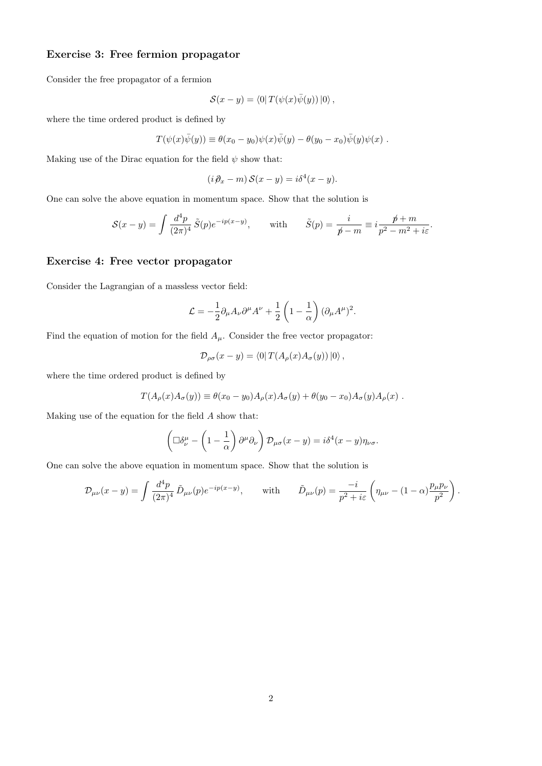### Exercise 3: Free fermion propagator

Consider the free propagator of a fermion

$$\mathcal{S}(x-y) = \langle 0|\, T(\psi(x)\bar{\psi}(y))\, |0\rangle \,,$$

where the time ordered product is defined by

$$T(\psi(x)\bar{\psi}(y)) \equiv \theta(x_0 - y_0)\psi(x)\bar{\psi}(y) - \theta(y_0 - x_0)\bar{\psi}(y)\psi(x) \;.$$

Making use of the Dirac equation for the field $\psi$ show that:

$$(i\,\partial\!\!\!/_x - m)\,\mathcal{S}(x-y) = i\delta^4(x-y).$$

One can solve the above equation in momentum space. Show that the solution is

$$\mathcal{S}(x-y) = \int \frac{d^4p}{(2\pi)^4}\,\tilde{S}(p)e^{-ip(x-y)}, \qquad \text{with} \qquad \tilde{S}(p) = \frac{i}{p\!\!\!/ - m} \equiv i\frac{p\!\!\!/ + m}{p^2 - m^2 + i\varepsilon}.$$

### Exercise 4: Free vector propagator

Consider the Lagrangian of a massless vector field:

$$\mathcal{L} = -\frac{1}{2}\partial_\mu A_\nu \partial^\mu A^\nu + \frac{1}{2}\left(1 - \frac{1}{\alpha}\right)(\partial_\mu A^\mu)^2.$$

Find the equation of motion for the field $A_\mu$. Consider the free vector propagator:

$$\mathcal{D}_{\rho\sigma}(x-y) = \langle 0|\, T(A_\rho(x)A_\sigma(y))\, |0\rangle \,,$$

where the time ordered product is defined by

$$T(A_\rho(x)A_\sigma(y)) \equiv \theta(x_0 - y_0)A_\rho(x)A_\sigma(y) + \theta(y_0 - x_0)A_\sigma(y)A_\rho(x) \;.$$

Making use of the equation for the field $A$ show that:

$$\left(\Box\delta^\mu_\nu - \left(1 - \frac{1}{\alpha}\right)\partial^\mu\partial_\nu\right)\mathcal{D}_{\mu\sigma}(x-y) = i\delta^4(x-y)\eta_{\nu\sigma}.$$

One can solve the above equation in momentum space. Show that the solution is

$$\mathcal{D}_{\mu\nu}(x-y) = \int \frac{d^4p}{(2\pi)^4}\,\tilde{D}_{\mu\nu}(p)e^{-ip(x-y)}, \qquad \text{with} \qquad \tilde{D}_{\mu\nu}(p) = \frac{-i}{p^2 + i\varepsilon}\left(\eta_{\mu\nu} - (1-\alpha)\frac{p_\mu p_\nu}{p^2}\right).$$